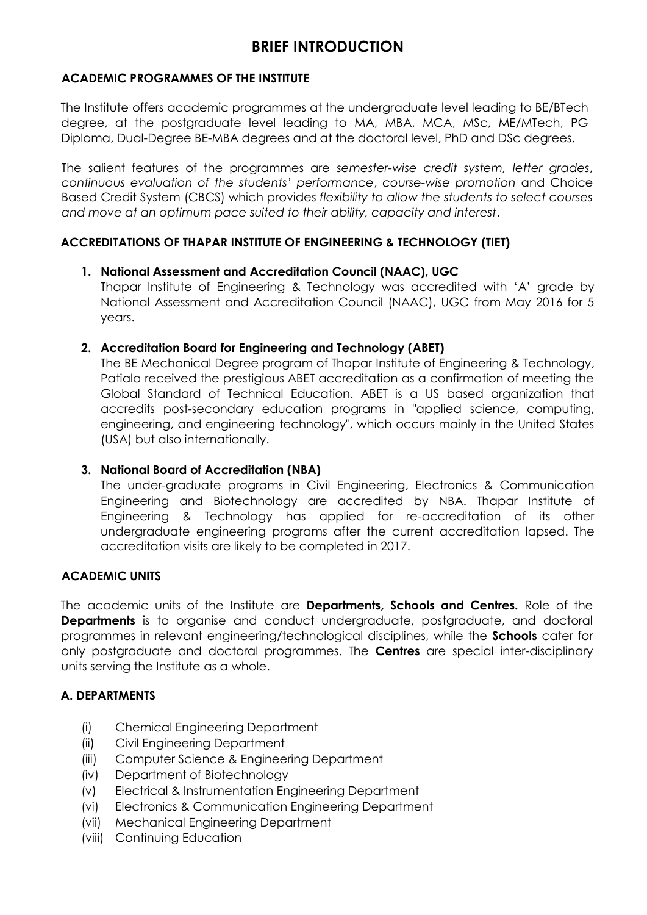# BRIEF INTRODUCTION

## ACADEMIC PROGRAMMES OF THE INSTITUTE

The Institute offers academic programmes at the undergraduate level leading to BE/BTech degree, at the postgraduate level leading to MA, MBA, MCA, MSc, ME/MTech, PG Diploma, Dual-Degree BE-MBA degrees and at the doctoral level, PhD and DSc degrees.

The salient features of the programmes are *semester-wise credit system, letter grades*, *continuous evaluation of the students' performance*, *course-wise promotion* and Choice Based Credit System (CBCS) which provides *flexibility to allow the students to select courses and move at an optimum pace suited to their ability, capacity and interest*.

## ACCREDITATIONS OF THAPAR INSTITUTE OF ENGINEERING & TECHNOLOGY (TIET)

1. **National Assessment and Accreditation Council (NAAC), UGC**
   Thapar Institute of Engineering & Technology was accredited with 'A' grade by National Assessment and Accreditation Council (NAAC), UGC from May 2016 for 5 years.

2. **Accreditation Board for Engineering and Technology (ABET)**
   The BE Mechanical Degree program of Thapar Institute of Engineering & Technology, Patiala received the prestigious ABET accreditation as a confirmation of meeting the Global Standard of Technical Education. ABET is a US based organization that accredits post-secondary education programs in "applied science, computing, engineering, and engineering technology", which occurs mainly in the United States (USA) but also internationally.

3. **National Board of Accreditation (NBA)**
   The under-graduate programs in Civil Engineering, Electronics & Communication Engineering and Biotechnology are accredited by NBA. Thapar Institute of Engineering & Technology has applied for re-accreditation of its other undergraduate engineering programs after the current accreditation lapsed. The accreditation visits are likely to be completed in 2017.

## ACADEMIC UNITS

The academic units of the Institute are **Departments, Schools and Centres.** Role of the **Departments** is to organise and conduct undergraduate, postgraduate, and doctoral programmes in relevant engineering/technological disciplines, while the **Schools** cater for only postgraduate and doctoral programmes. The **Centres** are special inter-disciplinary units serving the Institute as a whole.

## A. DEPARTMENTS

(i) Chemical Engineering Department
(ii) Civil Engineering Department
(iii) Computer Science & Engineering Department
(iv) Department of Biotechnology
(v) Electrical & Instrumentation Engineering Department
(vi) Electronics & Communication Engineering Department
(vii) Mechanical Engineering Department
(viii) Continuing Education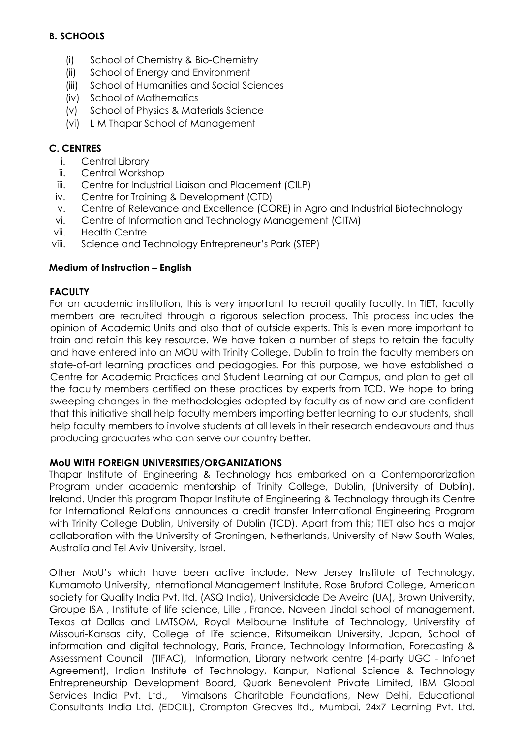**B. SCHOOLS**

(i) School of Chemistry & Bio-Chemistry
(ii) School of Energy and Environment
(iii) School of Humanities and Social Sciences
(iv) School of Mathematics
(v) School of Physics & Materials Science
(vi) L M Thapar School of Management

**C. CENTRES**

i. Central Library
ii. Central Workshop
iii. Centre for Industrial Liaison and Placement (CILP)
iv. Centre for Training & Development (CTD)
v. Centre of Relevance and Excellence (CORE) in Agro and Industrial Biotechnology
vi. Centre of Information and Technology Management (CITM)
vii. Health Centre
viii. Science and Technology Entrepreneur's Park (STEP)

**Medium of Instruction** – **English**

**FACULTY**

For an academic institution, this is very important to recruit quality faculty. In TIET, faculty members are recruited through a rigorous selection process. This process includes the opinion of Academic Units and also that of outside experts. This is even more important to train and retain this key resource. We have taken a number of steps to retain the faculty and have entered into an MOU with Trinity College, Dublin to train the faculty members on state-of-art learning practices and pedagogies. For this purpose, we have established a Centre for Academic Practices and Student Learning at our Campus, and plan to get all the faculty members certified on these practices by experts from TCD. We hope to bring sweeping changes in the methodologies adopted by faculty as of now and are confident that this initiative shall help faculty members importing better learning to our students, shall help faculty members to involve students at all levels in their research endeavours and thus producing graduates who can serve our country better.

**MoU WITH FOREIGN UNIVERSITIES/ORGANIZATIONS**

Thapar Institute of Engineering & Technology has embarked on a Contemporarization Program under academic mentorship of Trinity College, Dublin, (University of Dublin), Ireland. Under this program Thapar Institute of Engineering & Technology through its Centre for International Relations announces a credit transfer International Engineering Program with Trinity College Dublin, University of Dublin (TCD). Apart from this; TIET also has a major collaboration with the University of Groningen, Netherlands, University of New South Wales, Australia and Tel Aviv University, Israel.

Other MoU's which have been active include, New Jersey Institute of Technology, Kumamoto University, International Management Institute, Rose Bruford College, American society for Quality India Pvt. ltd. (ASQ India), Universidade De Aveiro (UA), Brown University, Groupe ISA , Institute of life science, Lille , France, Naveen Jindal school of management, Texas at Dallas and LMTSOM, Royal Melbourne Institute of Technology, Universtity of Missouri-Kansas city, College of life science, Ritsumeikan University, Japan, School of information and digital technology, Paris, France, Technology Information, Forecasting & Assessment Council (TIFAC), Information, Library network centre (4-party UGC - Infonet Agreement), Indian Institute of Technology, Kanpur, National Science & Technology Entrepreneurship Development Board, Quark Benevolent Private Limited, IBM Global Services India Pvt. Ltd., Vimalsons Charitable Foundations, New Delhi, Educational Consultants India Ltd. (EDCIL), Crompton Greaves ltd., Mumbai, 24x7 Learning Pvt. Ltd.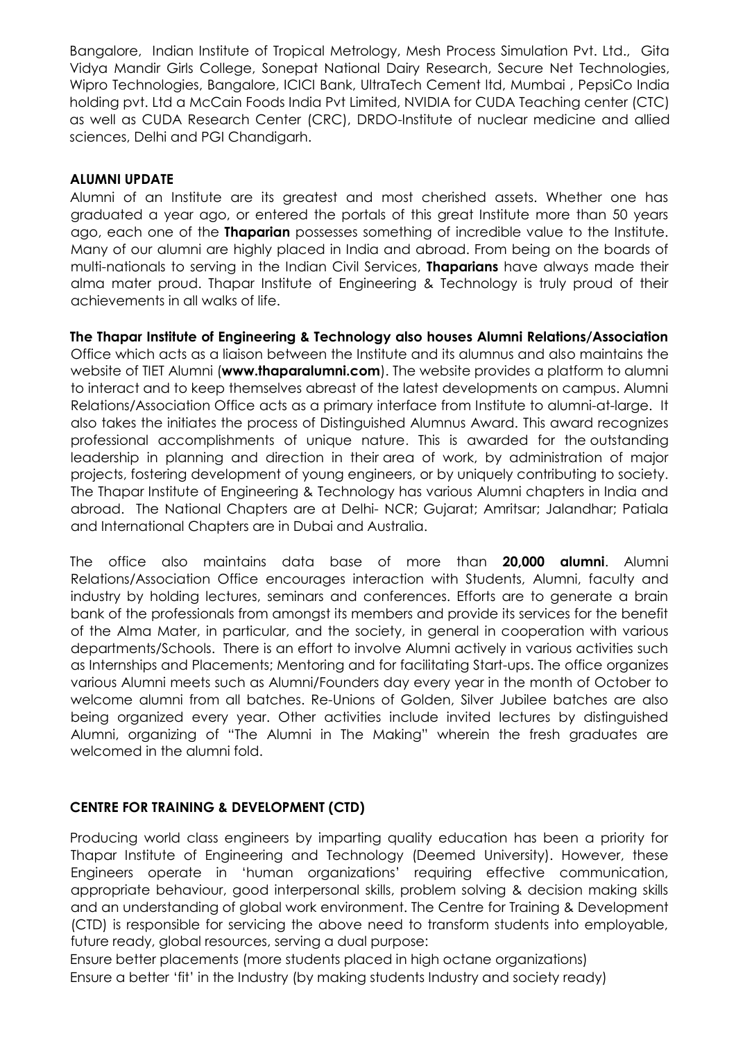Bangalore, Indian Institute of Tropical Metrology, Mesh Process Simulation Pvt. Ltd., Gita Vidya Mandir Girls College, Sonepat National Dairy Research, Secure Net Technologies, Wipro Technologies, Bangalore, ICICI Bank, UltraTech Cement ltd, Mumbai , PepsiCo India holding pvt. Ltd a McCain Foods India Pvt Limited, NVIDIA for CUDA Teaching center (CTC) as well as CUDA Research Center (CRC), DRDO-Institute of nuclear medicine and allied sciences, Delhi and PGI Chandigarh.

## ALUMNI UPDATE

Alumni of an Institute are its greatest and most cherished assets. Whether one has graduated a year ago, or entered the portals of this great Institute more than 50 years ago, each one of the **Thaparian** possesses something of incredible value to the Institute. Many of our alumni are highly placed in India and abroad. From being on the boards of multi-nationals to serving in the Indian Civil Services, **Thaparians** have always made their alma mater proud. Thapar Institute of Engineering & Technology is truly proud of their achievements in all walks of life.

**The Thapar Institute of Engineering & Technology also houses Alumni Relations/Association** Office which acts as a liaison between the Institute and its alumnus and also maintains the website of TIET Alumni (**www.thaparalumni.com**). The website provides a platform to alumni to interact and to keep themselves abreast of the latest developments on campus. Alumni Relations/Association Office acts as a primary interface from Institute to alumni-at-large. It also takes the initiates the process of Distinguished Alumnus Award. This award recognizes professional accomplishments of unique nature. This is awarded for the outstanding leadership in planning and direction in their area of work, by administration of major projects, fostering development of young engineers, or by uniquely contributing to society. The Thapar Institute of Engineering & Technology has various Alumni chapters in India and abroad. The National Chapters are at Delhi- NCR; Gujarat; Amritsar; Jalandhar; Patiala and International Chapters are in Dubai and Australia.

The office also maintains data base of more than **20,000 alumni**. Alumni Relations/Association Office encourages interaction with Students, Alumni, faculty and industry by holding lectures, seminars and conferences. Efforts are to generate a brain bank of the professionals from amongst its members and provide its services for the benefit of the Alma Mater, in particular, and the society, in general in cooperation with various departments/Schools. There is an effort to involve Alumni actively in various activities such as Internships and Placements; Mentoring and for facilitating Start-ups. The office organizes various Alumni meets such as Alumni/Founders day every year in the month of October to welcome alumni from all batches. Re-Unions of Golden, Silver Jubilee batches are also being organized every year. Other activities include invited lectures by distinguished Alumni, organizing of "The Alumni in The Making" wherein the fresh graduates are welcomed in the alumni fold.

## CENTRE FOR TRAINING & DEVELOPMENT (CTD)

Producing world class engineers by imparting quality education has been a priority for Thapar Institute of Engineering and Technology (Deemed University). However, these Engineers operate in 'human organizations' requiring effective communication, appropriate behaviour, good interpersonal skills, problem solving & decision making skills and an understanding of global work environment. The Centre for Training & Development (CTD) is responsible for servicing the above need to transform students into employable, future ready, global resources, serving a dual purpose:

Ensure better placements (more students placed in high octane organizations)

Ensure a better 'fit' in the Industry (by making students Industry and society ready)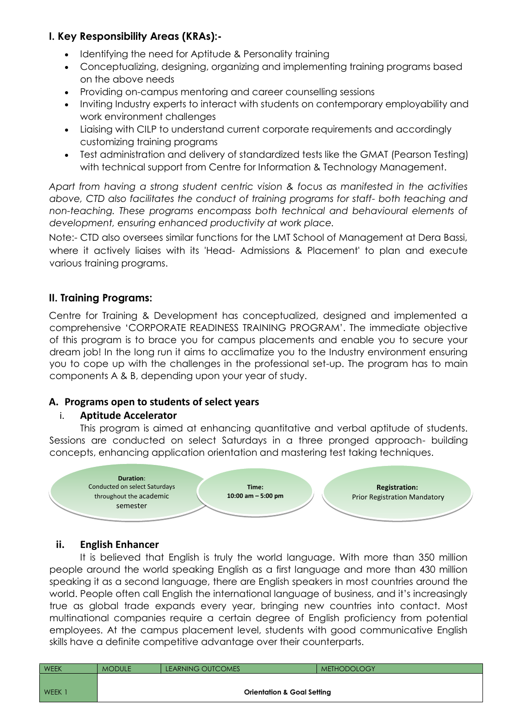## I. Key Responsibility Areas (KRAs):-

- Identifying the need for Aptitude & Personality training
- Conceptualizing, designing, organizing and implementing training programs based on the above needs
- Providing on-campus mentoring and career counselling sessions
- Inviting Industry experts to interact with students on contemporary employability and work environment challenges
- Liaising with CILP to understand current corporate requirements and accordingly customizing training programs
- Test administration and delivery of standardized tests like the GMAT (Pearson Testing) with technical support from Centre for Information & Technology Management.

*Apart from having a strong student centric vision & focus as manifested in the activities above, CTD also facilitates the conduct of training programs for staff- both teaching and non-teaching. These programs encompass both technical and behavioural elements of development, ensuring enhanced productivity at work place.*

Note:- CTD also oversees similar functions for the LMT School of Management at Dera Bassi, where it actively liaises with its 'Head- Admissions & Placement' to plan and execute various training programs.

## II. Training Programs:

Centre for Training & Development has conceptualized, designed and implemented a comprehensive 'CORPORATE READINESS TRAINING PROGRAM'. The immediate objective of this program is to brace you for campus placements and enable you to secure your dream job! In the long run it aims to acclimatize you to the Industry environment ensuring you to cope up with the challenges in the professional set-up. The program has to main components A & B, depending upon your year of study.

### A. Programs open to students of select years

#### i. Aptitude Accelerator

This program is aimed at enhancing quantitative and verbal aptitude of students. Sessions are conducted on select Saturdays in a three pronged approach- building concepts, enhancing application orientation and mastering test taking techniques.

**Duration**: Conducted on select Saturdays throughout the academic semester

**Time:** **10:00 am – 5:00 pm**

**Registration:** Prior Registration Mandatory

#### ii. English Enhancer

It is believed that English is truly the world language. With more than 350 million people around the world speaking English as a first language and more than 430 million speaking it as a second language, there are English speakers in most countries around the world. People often call English the international language of business, and it's increasingly true as global trade expands every year, bringing new countries into contact. Most multinational companies require a certain degree of English proficiency from potential employees. At the campus placement level, students with good communicative English skills have a definite competitive advantage over their counterparts.

| WEEK | MODULE | LEARNING OUTCOMES | METHODOLOGY |
|---|---|---|---|
| WEEK 1 | **Orientation & Goal Setting** | | |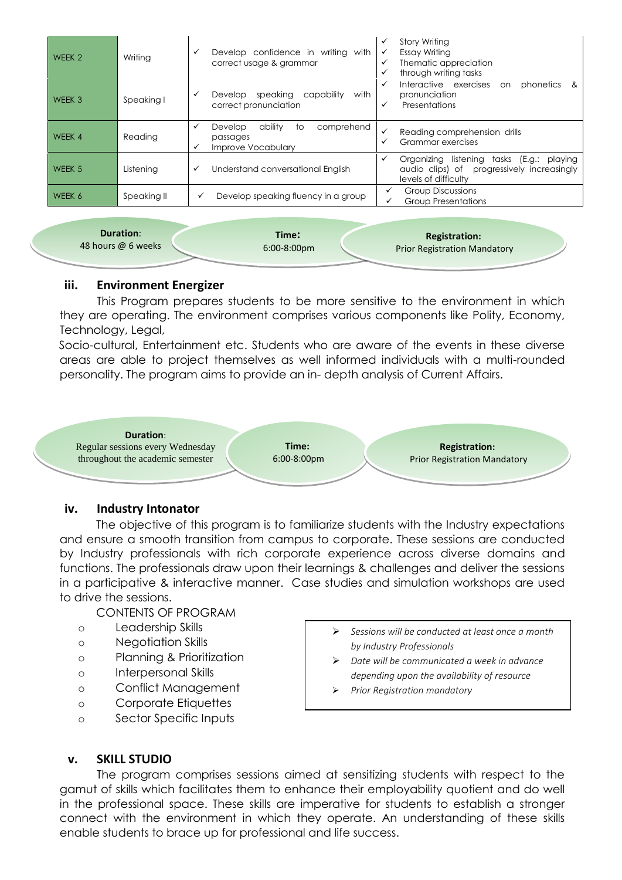| WEEK 2 | Writing | ✓ Develop confidence in writing with correct usage & grammar | ✓ Story Writing<br>✓ Essay Writing<br>✓ Thematic appreciation<br>✓ through writing tasks |
|---|---|---|---|
| WEEK 3 | Speaking I | ✓ Develop speaking capability with correct pronunciation | ✓ Interactive exercises on phonetics & pronunciation<br>✓ Presentations |
| WEEK 4 | Reading | ✓ Develop ability to comprehend passages<br>✓ Improve Vocabulary | ✓ Reading comprehension drills<br>✓ Grammar exercises |
| WEEK 5 | Listening | ✓ Understand conversational English | ✓ Organizing listening tasks (E.g.: playing audio clips) of progressively increasingly levels of difficulty |
| WEEK 6 | Speaking II | ✓ Develop speaking fluency in a group | ✓ Group Discussions<br>✓ Group Presentations |

**Duration**: 48 hours @ 6 weeks | **Time:** 6:00-8:00pm | **Registration:** Prior Registration Mandatory

### iii. Environment Energizer

This Program prepares students to be more sensitive to the environment in which they are operating. The environment comprises various components like Polity, Economy, Technology, Legal,

Socio-cultural, Entertainment etc. Students who are aware of the events in these diverse areas are able to project themselves as well informed individuals with a multi-rounded personality. The program aims to provide an in- depth analysis of Current Affairs.

**Duration**: Regular sessions every Wednesday throughout the academic semester | **Time:** 6:00-8:00pm | **Registration:** Prior Registration Mandatory

### iv. Industry Intonator

The objective of this program is to familiarize students with the Industry expectations and ensure a smooth transition from campus to corporate. These sessions are conducted by Industry professionals with rich corporate experience across diverse domains and functions. The professionals draw upon their learnings & challenges and deliver the sessions in a participative & interactive manner. Case studies and simulation workshops are used to drive the sessions.

CONTENTS OF PROGRAM

- Leadership Skills
- Negotiation Skills
- Planning & Prioritization
- Interpersonal Skills
- Conflict Management
- Corporate Etiquettes
- Sector Specific Inputs

> - *Sessions will be conducted at least once a month by Industry Professionals*
> - *Date will be communicated a week in advance depending upon the availability of resource*
> - *Prior Registration mandatory*

### v. SKILL STUDIO

The program comprises sessions aimed at sensitizing students with respect to the gamut of skills which facilitates them to enhance their employability quotient and do well in the professional space. These skills are imperative for students to establish a stronger connect with the environment in which they operate. An understanding of these skills enable students to brace up for professional and life success.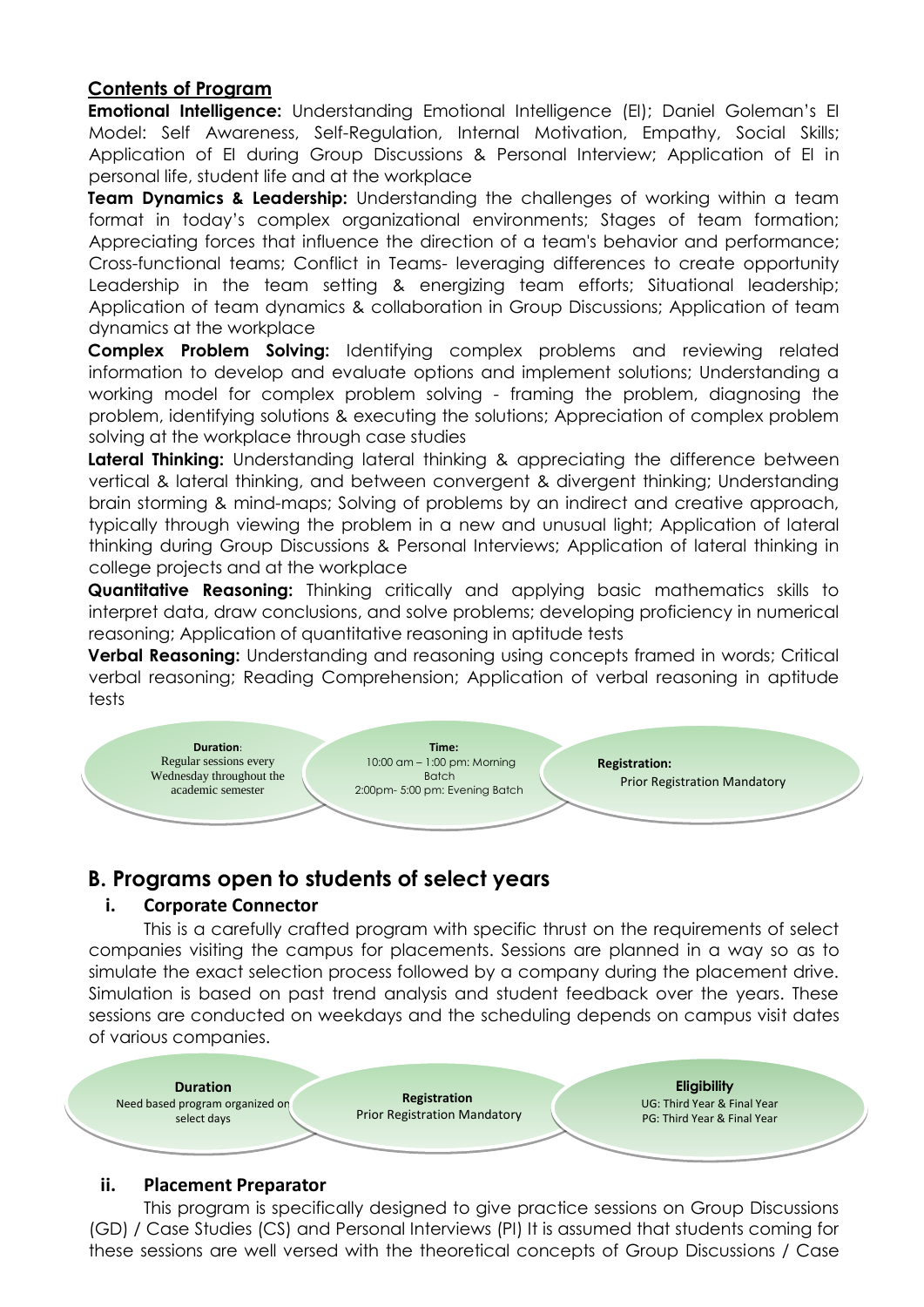## Contents of Program

**Emotional Intelligence:** Understanding Emotional Intelligence (EI); Daniel Goleman's EI Model: Self Awareness, Self-Regulation, Internal Motivation, Empathy, Social Skills; Application of EI during Group Discussions & Personal Interview; Application of EI in personal life, student life and at the workplace

**Team Dynamics & Leadership:** Understanding the challenges of working within a team format in today's complex organizational environments; Stages of team formation; Appreciating forces that influence the direction of a team's behavior and performance; Cross-functional teams; Conflict in Teams- leveraging differences to create opportunity Leadership in the team setting & energizing team efforts; Situational leadership; Application of team dynamics & collaboration in Group Discussions; Application of team dynamics at the workplace

**Complex Problem Solving:** Identifying complex problems and reviewing related information to develop and evaluate options and implement solutions; Understanding a working model for complex problem solving - framing the problem, diagnosing the problem, identifying solutions & executing the solutions; Appreciation of complex problem solving at the workplace through case studies

**Lateral Thinking:** Understanding lateral thinking & appreciating the difference between vertical & lateral thinking, and between convergent & divergent thinking; Understanding brain storming & mind-maps; Solving of problems by an indirect and creative approach, typically through viewing the problem in a new and unusual light; Application of lateral thinking during Group Discussions & Personal Interviews; Application of lateral thinking in college projects and at the workplace

**Quantitative Reasoning:** Thinking critically and applying basic mathematics skills to interpret data, draw conclusions, and solve problems; developing proficiency in numerical reasoning; Application of quantitative reasoning in aptitude tests

**Verbal Reasoning:** Understanding and reasoning using concepts framed in words; Critical verbal reasoning; Reading Comprehension; Application of verbal reasoning in aptitude tests

**Duration**: Regular sessions every Wednesday throughout the academic semester

**Time:** 10:00 am – 1:00 pm: Morning Batch; 2:00pm- 5:00 pm: Evening Batch

**Registration:** Prior Registration Mandatory

## B. Programs open to students of select years

### i. Corporate Connector

This is a carefully crafted program with specific thrust on the requirements of select companies visiting the campus for placements. Sessions are planned in a way so as to simulate the exact selection process followed by a company during the placement drive. Simulation is based on past trend analysis and student feedback over the years. These sessions are conducted on weekdays and the scheduling depends on campus visit dates of various companies.

**Duration**: Need based program organized on select days

**Registration**: Prior Registration Mandatory

**Eligibility**: UG: Third Year & Final Year; PG: Third Year & Final Year

### ii. Placement Preparator

This program is specifically designed to give practice sessions on Group Discussions (GD) / Case Studies (CS) and Personal Interviews (PI) It is assumed that students coming for these sessions are well versed with the theoretical concepts of Group Discussions / Case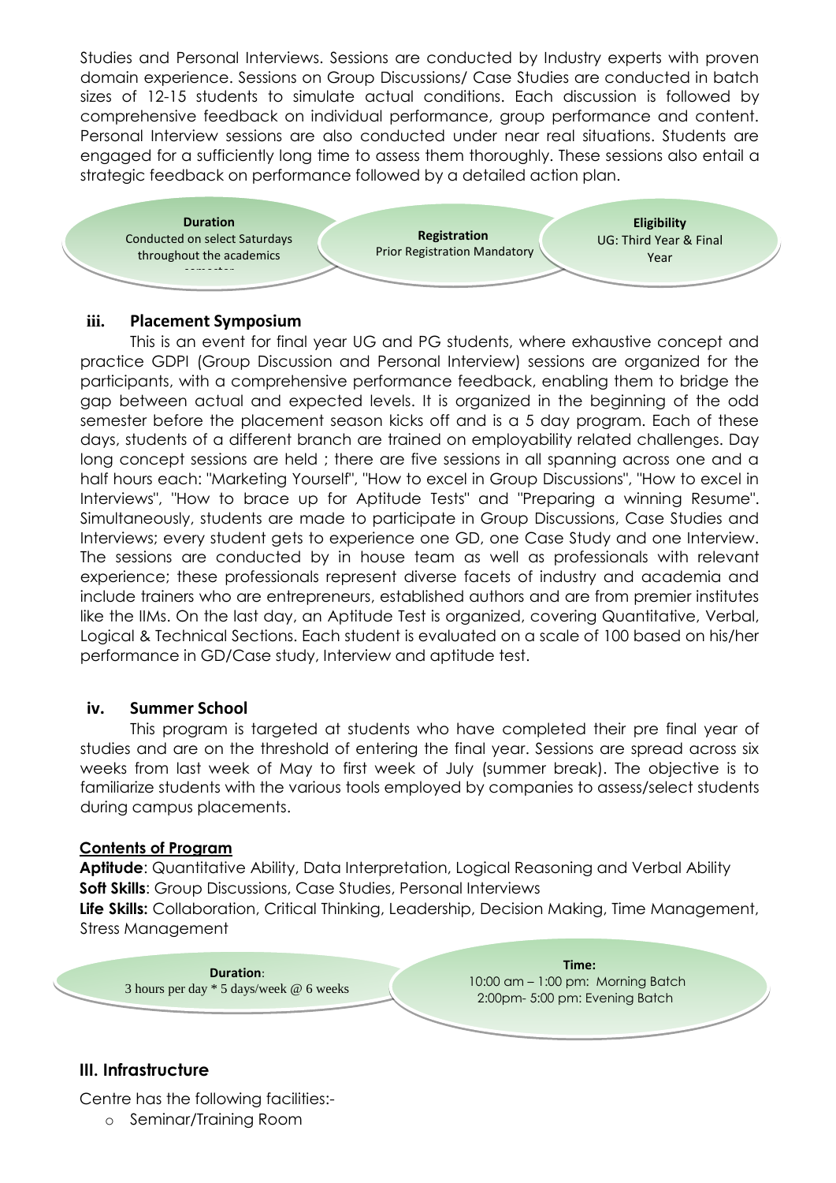Studies and Personal Interviews. Sessions are conducted by Industry experts with proven domain experience. Sessions on Group Discussions/ Case Studies are conducted in batch sizes of 12-15 students to simulate actual conditions. Each discussion is followed by comprehensive feedback on individual performance, group performance and content. Personal Interview sessions are also conducted under near real situations. Students are engaged for a sufficiently long time to assess them thoroughly. These sessions also entail a strategic feedback on performance followed by a detailed action plan.

**Duration**
Conducted on select Saturdays throughout the academics semester

**Registration**
Prior Registration Mandatory

**Eligibility**
UG: Third Year & Final Year

### iii. Placement Symposium

This is an event for final year UG and PG students, where exhaustive concept and practice GDPI (Group Discussion and Personal Interview) sessions are organized for the participants, with a comprehensive performance feedback, enabling them to bridge the gap between actual and expected levels. It is organized in the beginning of the odd semester before the placement season kicks off and is a 5 day program. Each of these days, students of a different branch are trained on employability related challenges. Day long concept sessions are held ; there are five sessions in all spanning across one and a half hours each: "Marketing Yourself", "How to excel in Group Discussions", "How to excel in Interviews", "How to brace up for Aptitude Tests" and "Preparing a winning Resume". Simultaneously, students are made to participate in Group Discussions, Case Studies and Interviews; every student gets to experience one GD, one Case Study and one Interview. The sessions are conducted by in house team as well as professionals with relevant experience; these professionals represent diverse facets of industry and academia and include trainers who are entrepreneurs, established authors and are from premier institutes like the IIMs. On the last day, an Aptitude Test is organized, covering Quantitative, Verbal, Logical & Technical Sections. Each student is evaluated on a scale of 100 based on his/her performance in GD/Case study, Interview and aptitude test.

### iv. Summer School

This program is targeted at students who have completed their pre final year of studies and are on the threshold of entering the final year. Sessions are spread across six weeks from last week of May to first week of July (summer break). The objective is to familiarize students with the various tools employed by companies to assess/select students during campus placements.

**Contents of Program**

**Aptitude**: Quantitative Ability, Data Interpretation, Logical Reasoning and Verbal Ability
**Soft Skills**: Group Discussions, Case Studies, Personal Interviews
**Life Skills:** Collaboration, Critical Thinking, Leadership, Decision Making, Time Management, Stress Management

**Duration**:
3 hours per day * 5 days/week @ 6 weeks

**Time:**
10:00 am – 1:00 pm: Morning Batch
2:00pm- 5:00 pm: Evening Batch

## III. Infrastructure

Centre has the following facilities:-

- Seminar/Training Room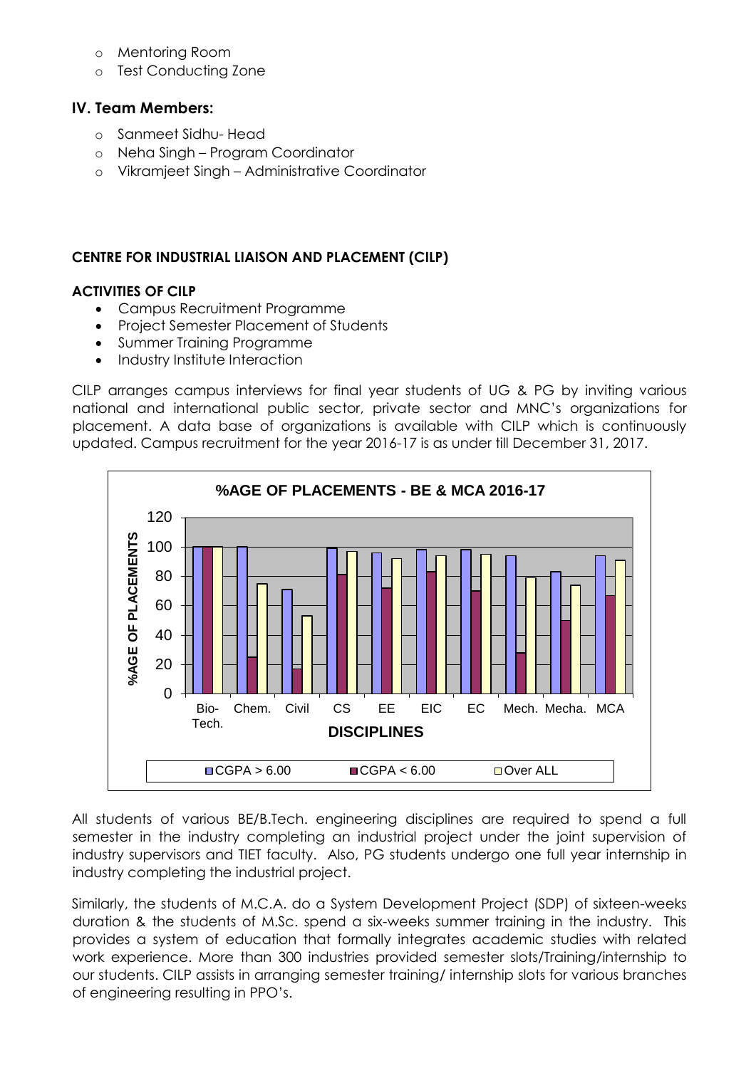- Mentoring Room
- Test Conducting Zone

### IV. Team Members:

- Sanmeet Sidhu- Head
- Neha Singh – Program Coordinator
- Vikramjeet Singh – Administrative Coordinator

**CENTRE FOR INDUSTRIAL LIAISON AND PLACEMENT (CILP)**

**ACTIVITIES OF CILP**

- Campus Recruitment Programme
- Project Semester Placement of Students
- Summer Training Programme
- Industry Institute Interaction

CILP arranges campus interviews for final year students of UG & PG by inviting various national and international public sector, private sector and MNC's organizations for placement. A data base of organizations is available with CILP which is continuously updated. Campus recruitment for the year 2016-17 is as under till December 31, 2017.

**%AGE OF PLACEMENTS - BE & MCA 2016-17**

| DISCIPLINES | CGPA > 6.00 | CGPA < 6.00 | Over ALL |
|---|---|---|---|
| Bio-Tech. | 100 | 100 | 100 |
| Chem. | 100 | 25 | 75 |
| Civil | 71 | 17 | 53 |
| CS | 99 | 81 | 97 |
| EE | 96 | 72 | 92 |
| EIC | 98 | 83 | 94 |
| EC | 98 | 70 | 95 |
| Mech. | 94 | 28 | 79 |
| Mecha. | 83 | 50 | 74 |
| MCA | 94 | 67 | 91 |

All students of various BE/B.Tech. engineering disciplines are required to spend a full semester in the industry completing an industrial project under the joint supervision of industry supervisors and TIET faculty. Also, PG students undergo one full year internship in industry completing the industrial project.

Similarly, the students of M.C.A. do a System Development Project (SDP) of sixteen-weeks duration & the students of M.Sc. spend a six-weeks summer training in the industry. This provides a system of education that formally integrates academic studies with related work experience. More than 300 industries provided semester slots/Training/internship to our students. CILP assists in arranging semester training/ internship slots for various branches of engineering resulting in PPO's.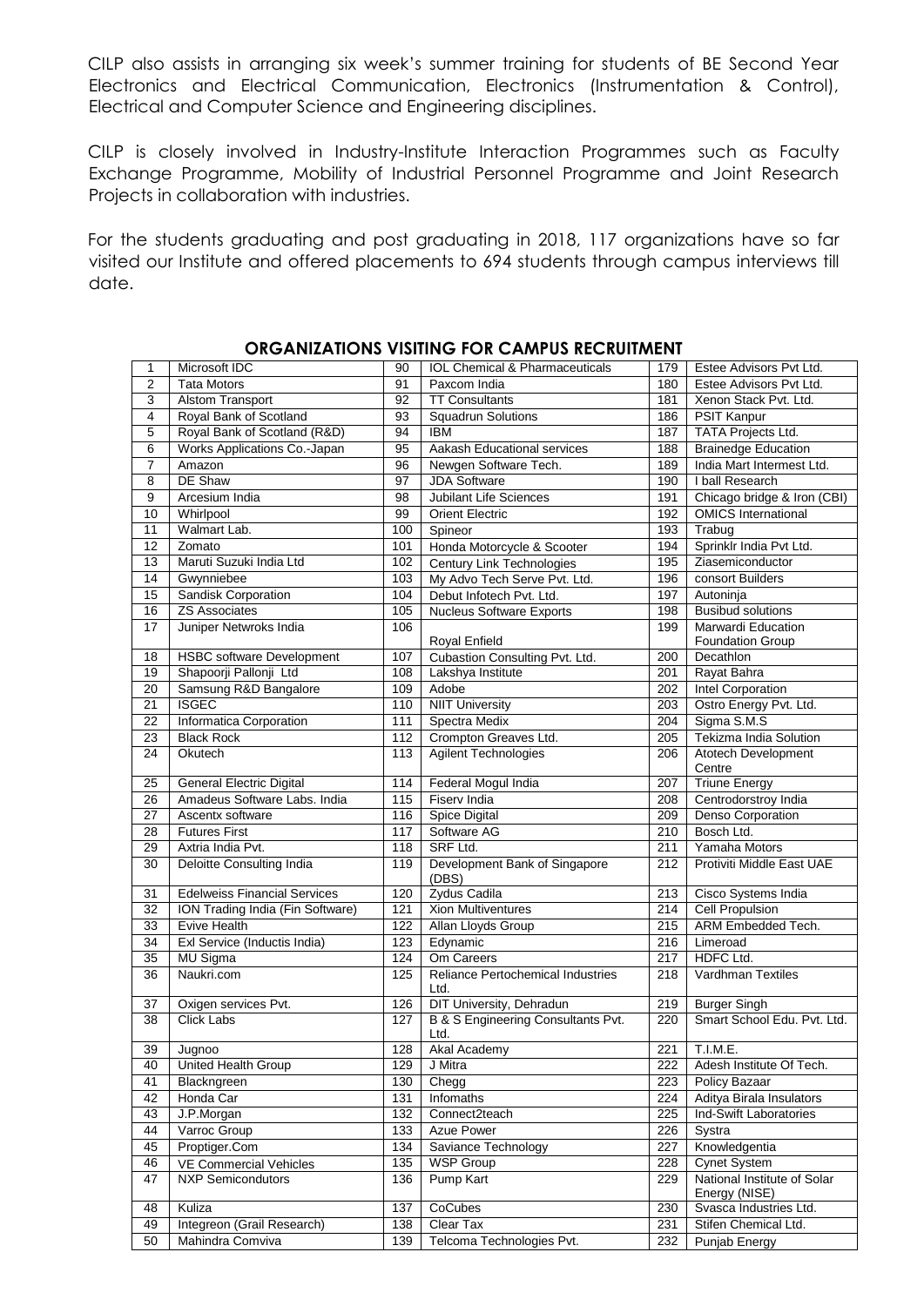CILP also assists in arranging six week's summer training for students of BE Second Year Electronics and Electrical Communication, Electronics (Instrumentation & Control), Electrical and Computer Science and Engineering disciplines.

CILP is closely involved in Industry-Institute Interaction Programmes such as Faculty Exchange Programme, Mobility of Industrial Personnel Programme and Joint Research Projects in collaboration with industries.

For the students graduating and post graduating in 2018, 117 organizations have so far visited our Institute and offered placements to 694 students through campus interviews till date.

## ORGANIZATIONS VISITING FOR CAMPUS RECRUITMENT

| | | | | | |
|---|---|---|---|---|---|
| 1 | Microsoft IDC | 90 | IOL Chemical & Pharmaceuticals | 179 | Estee Advisors Pvt Ltd. |
| 2 | Tata Motors | 91 | Paxcom India | 180 | Estee Advisors Pvt Ltd. |
| 3 | Alstom Transport | 92 | TT Consultants | 181 | Xenon Stack Pvt. Ltd. |
| 4 | Royal Bank of Scotland | 93 | Squadrun Solutions | 186 | PSIT Kanpur |
| 5 | Royal Bank of Scotland (R&D) | 94 | IBM | 187 | TATA Projects Ltd. |
| 6 | Works Applications Co.-Japan | 95 | Aakash Educational services | 188 | Brainedge Education |
| 7 | Amazon | 96 | Newgen Software Tech. | 189 | India Mart Intermest Ltd. |
| 8 | DE Shaw | 97 | JDA Software | 190 | I ball Research |
| 9 | Arcesium India | 98 | Jubilant Life Sciences | 191 | Chicago bridge & Iron (CBI) |
| 10 | Whirlpool | 99 | Orient Electric | 192 | OMICS International |
| 11 | Walmart Lab. | 100 | Spineor | 193 | Trabug |
| 12 | Zomato | 101 | Honda Motorcycle & Scooter | 194 | Sprinklr India Pvt Ltd. |
| 13 | Maruti Suzuki India Ltd | 102 | Century Link Technologies | 195 | Ziasemiconductor |
| 14 | Gwynniebee | 103 | My Advo Tech Serve Pvt. Ltd. | 196 | consort Builders |
| 15 | Sandisk Corporation | 104 | Debut Infotech Pvt. Ltd. | 197 | Autoninja |
| 16 | ZS Associates | 105 | Nucleus Software Exports | 198 | Busibud solutions |
| 17 | Juniper Netwroks India | 106 | Royal Enfield | 199 | Marwardi Education Foundation Group |
| 18 | HSBC software Development | 107 | Cubastion Consulting Pvt. Ltd. | 200 | Decathlon |
| 19 | Shapoorji Pallonji Ltd | 108 | Lakshya Institute | 201 | Rayat Bahra |
| 20 | Samsung R&D Bangalore | 109 | Adobe | 202 | Intel Corporation |
| 21 | ISGEC | 110 | NIIT University | 203 | Ostro Energy Pvt. Ltd. |
| 22 | Informatica Corporation | 111 | Spectra Medix | 204 | Sigma S.M.S |
| 23 | Black Rock | 112 | Crompton Greaves Ltd. | 205 | Tekizma India Solution |
| 24 | Okutech | 113 | Agilent Technologies | 206 | Atotech Development Centre |
| 25 | General Electric Digital | 114 | Federal Mogul India | 207 | Triune Energy |
| 26 | Amadeus Software Labs. India | 115 | Fiserv India | 208 | Centrodorstroy India |
| 27 | Ascentx software | 116 | Spice Digital | 209 | Denso Corporation |
| 28 | Futures First | 117 | Software AG | 210 | Bosch Ltd. |
| 29 | Axtria India Pvt. | 118 | SRF Ltd. | 211 | Yamaha Motors |
| 30 | Deloitte Consulting India | 119 | Development Bank of Singapore (DBS) | 212 | Protiviti Middle East UAE |
| 31 | Edelweiss Financial Services | 120 | Zydus Cadila | 213 | Cisco Systems India |
| 32 | ION Trading India (Fin Software) | 121 | Xion Multiventures | 214 | Cell Propulsion |
| 33 | Evive Health | 122 | Allan Lloyds Group | 215 | ARM Embedded Tech. |
| 34 | Exl Service (Inductis India) | 123 | Edynamic | 216 | Limeroad |
| 35 | MU Sigma | 124 | Om Careers | 217 | HDFC Ltd. |
| 36 | Naukri.com | 125 | Reliance Pertochemical Industries Ltd. | 218 | Vardhman Textiles |
| 37 | Oxigen services Pvt. | 126 | DIT University, Dehradun | 219 | Burger Singh |
| 38 | Click Labs | 127 | B & S Engineering Consultants Pvt. Ltd. | 220 | Smart School Edu. Pvt. Ltd. |
| 39 | Jugnoo | 128 | Akal Academy | 221 | T.I.M.E. |
| 40 | United Health Group | 129 | J Mitra | 222 | Adesh Institute Of Tech. |
| 41 | Blackngreen | 130 | Chegg | 223 | Policy Bazaar |
| 42 | Honda Car | 131 | Infomaths | 224 | Aditya Birala Insulators |
| 43 | J.P.Morgan | 132 | Connect2teach | 225 | Ind-Swift Laboratories |
| 44 | Varroc Group | 133 | Azue Power | 226 | Systra |
| 45 | Proptiger.Com | 134 | Saviance Technology | 227 | Knowledgentia |
| 46 | VE Commercial Vehicles | 135 | WSP Group | 228 | Cynet System |
| 47 | NXP Semicondutors | 136 | Pump Kart | 229 | National Institute of Solar Energy (NISE) |
| 48 | Kuliza | 137 | CoCubes | 230 | Svasca Industries Ltd. |
| 49 | Integreon (Grail Research) | 138 | Clear Tax | 231 | Stifen Chemical Ltd. |
| 50 | Mahindra Comviva | 139 | Telcoma Technologies Pvt. | 232 | Punjab Energy |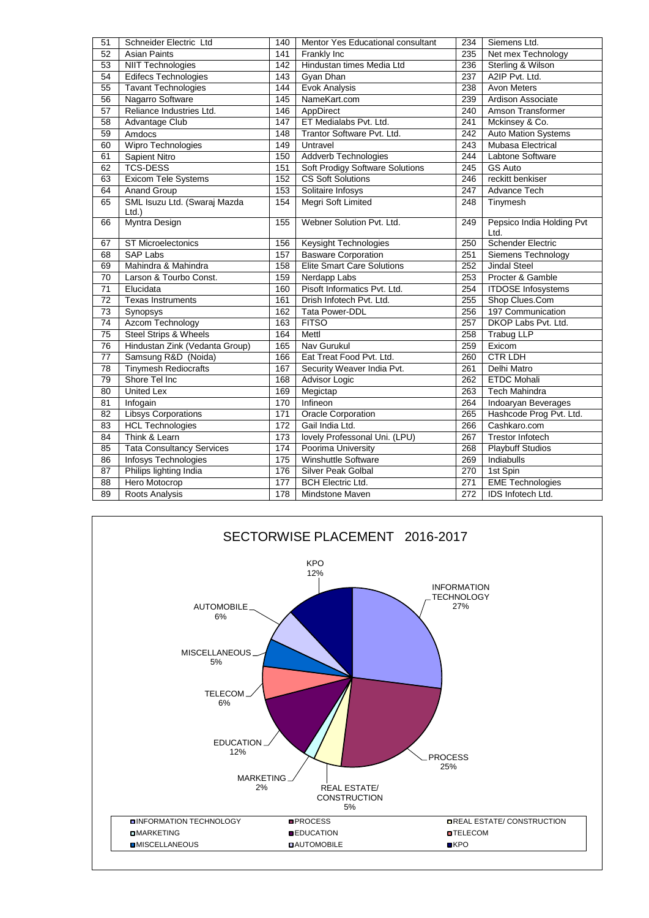| 51 | Schneider Electric Ltd | 140 | Mentor Yes Educational consultant | 234 | Siemens Ltd. |
|---|---|---|---|---|---|
| 52 | Asian Paints | 141 | Frankly Inc | 235 | Net mex Technology |
| 53 | NIIT Technologies | 142 | Hindustan times Media Ltd | 236 | Sterling & Wilson |
| 54 | Edifecs Technologies | 143 | Gyan Dhan | 237 | A2IP Pvt. Ltd. |
| 55 | Tavant Technologies | 144 | Evok Analysis | 238 | Avon Meters |
| 56 | Nagarro Software | 145 | NameKart.com | 239 | Ardison Associate |
| 57 | Reliance Industries Ltd. | 146 | AppDirect | 240 | Amson Transformer |
| 58 | Advantage Club | 147 | ET Medialabs Pvt. Ltd. | 241 | Mckinsey & Co. |
| 59 | Amdocs | 148 | Trantor Software Pvt. Ltd. | 242 | Auto Mation Systems |
| 60 | Wipro Technologies | 149 | Untravel | 243 | Mubasa Electrical |
| 61 | Sapient Nitro | 150 | Addverb Technologies | 244 | Labtone Software |
| 62 | TCS-DESS | 151 | Soft Prodigy Software Solutions | 245 | GS Auto |
| 63 | Exicom Tele Systems | 152 | CS Soft Solutions | 246 | reckitt benkiser |
| 64 | Anand Group | 153 | Solitaire Infosys | 247 | Advance Tech |
| 65 | SML Isuzu Ltd. (Swaraj Mazda Ltd.) | 154 | Megri Soft Limited | 248 | Tinymesh |
| 66 | Myntra Design | 155 | Webner Solution Pvt. Ltd. | 249 | Pepsico India Holding Pvt Ltd. |
| 67 | ST Microelectonics | 156 | Keysight Technologies | 250 | Schender Electric |
| 68 | SAP Labs | 157 | Basware Corporation | 251 | Siemens Technology |
| 69 | Mahindra & Mahindra | 158 | Elite Smart Care Solutions | 252 | Jindal Steel |
| 70 | Larson & Tourbo Const. | 159 | Nerdapp Labs | 253 | Procter & Gamble |
| 71 | Elucidata | 160 | Pisoft Informatics Pvt. Ltd. | 254 | ITDOSE Infosystems |
| 72 | Texas Instruments | 161 | Drish Infotech Pvt. Ltd. | 255 | Shop Clues.Com |
| 73 | Synopsys | 162 | Tata Power-DDL | 256 | 197 Communication |
| 74 | Azcom Technology | 163 | FITSO | 257 | DKOP Labs Pvt. Ltd. |
| 75 | Steel Strips & Wheels | 164 | Mettl | 258 | Trabug LLP |
| 76 | Hindustan Zink (Vedanta Group) | 165 | Nav Gurukul | 259 | Exicom |
| 77 | Samsung R&D (Noida) | 166 | Eat Treat Food Pvt. Ltd. | 260 | CTR LDH |
| 78 | Tinymesh Rediocrafts | 167 | Security Weaver India Pvt. | 261 | Delhi Matro |
| 79 | Shore Tel Inc | 168 | Advisor Logic | 262 | ETDC Mohali |
| 80 | United Lex | 169 | Megictap | 263 | Tech Mahindra |
| 81 | Infogain | 170 | Infineon | 264 | Indoaryan Beverages |
| 82 | Libsys Corporations | 171 | Oracle Corporation | 265 | Hashcode Prog Pvt. Ltd. |
| 83 | HCL Technologies | 172 | Gail India Ltd. | 266 | Cashkaro.com |
| 84 | Think & Learn | 173 | lovely Professonal Uni. (LPU) | 267 | Trestor Infotech |
| 85 | Tata Consultancy Services | 174 | Poorima University | 268 | Playbuff Studios |
| 86 | Infosys Technologies | 175 | Winshuttle Software | 269 | Indiabulls |
| 87 | Philips lighting India | 176 | Silver Peak Golbal | 270 | 1st Spin |
| 88 | Hero Motocrop | 177 | BCH Electric Ltd. | 271 | EME Technologies |
| 89 | Roots Analysis | 178 | Mindstone Maven | 272 | IDS Infotech Ltd. |

## SECTORWISE PLACEMENT 2016-2017

| Sector | Share |
|---|---|
| INFORMATION TECHNOLOGY | 27% |
| PROCESS | 25% |
| REAL ESTATE/ CONSTRUCTION | 5% |
| MARKETING | 2% |
| EDUCATION | 12% |
| TELECOM | 6% |
| MISCELLANEOUS | 5% |
| AUTOMOBILE | 6% |
| KPO | 12% |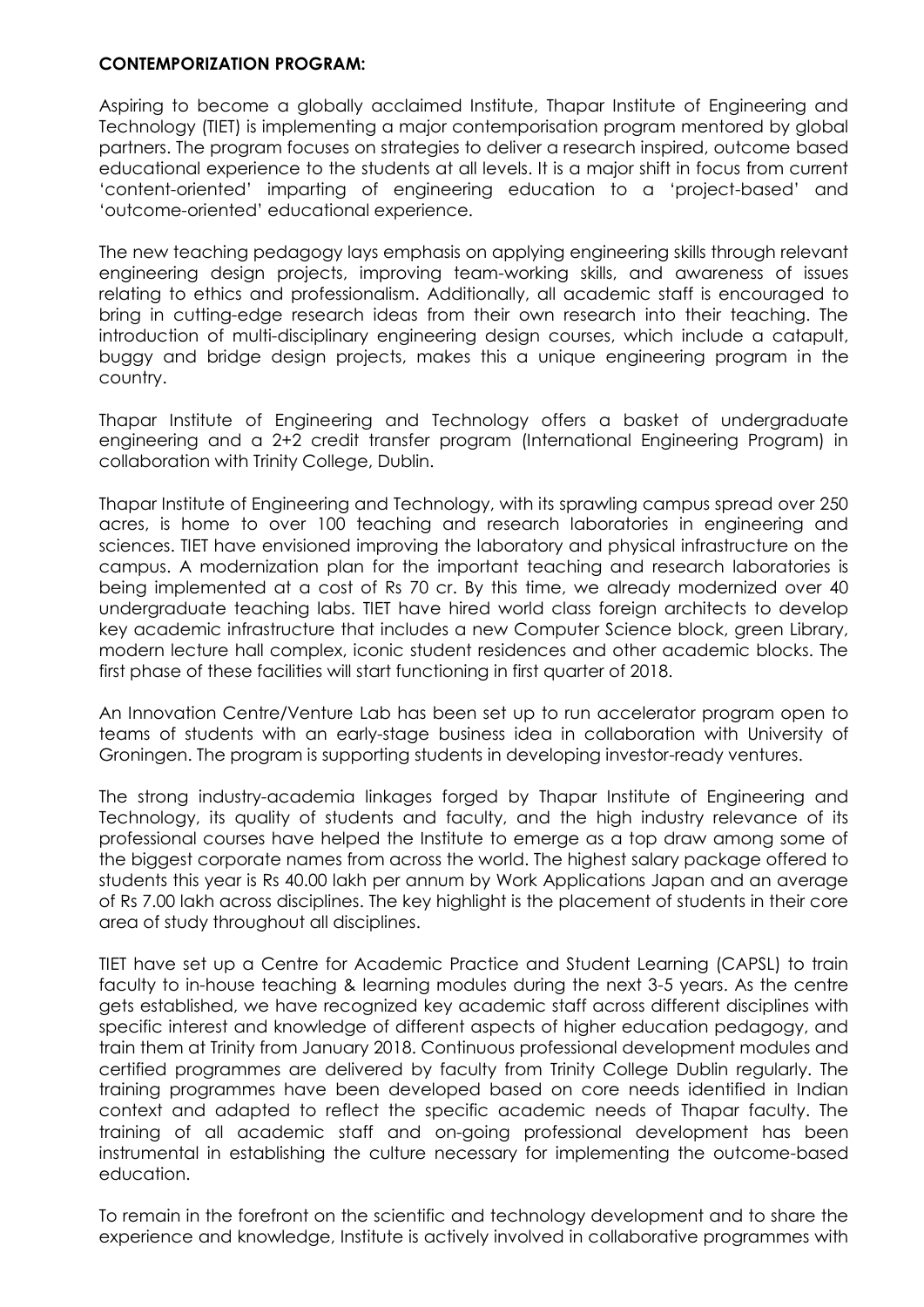**CONTEMPORIZATION PROGRAM:**

Aspiring to become a globally acclaimed Institute, Thapar Institute of Engineering and Technology (TIET) is implementing a major contemporisation program mentored by global partners. The program focuses on strategies to deliver a research inspired, outcome based educational experience to the students at all levels. It is a major shift in focus from current 'content-oriented' imparting of engineering education to a 'project-based' and 'outcome-oriented' educational experience.

The new teaching pedagogy lays emphasis on applying engineering skills through relevant engineering design projects, improving team-working skills, and awareness of issues relating to ethics and professionalism. Additionally, all academic staff is encouraged to bring in cutting-edge research ideas from their own research into their teaching. The introduction of multi-disciplinary engineering design courses, which include a catapult, buggy and bridge design projects, makes this a unique engineering program in the country.

Thapar Institute of Engineering and Technology offers a basket of undergraduate engineering and a 2+2 credit transfer program (International Engineering Program) in collaboration with Trinity College, Dublin.

Thapar Institute of Engineering and Technology, with its sprawling campus spread over 250 acres, is home to over 100 teaching and research laboratories in engineering and sciences. TIET have envisioned improving the laboratory and physical infrastructure on the campus. A modernization plan for the important teaching and research laboratories is being implemented at a cost of Rs 70 cr. By this time, we already modernized over 40 undergraduate teaching labs. TIET have hired world class foreign architects to develop key academic infrastructure that includes a new Computer Science block, green Library, modern lecture hall complex, iconic student residences and other academic blocks. The first phase of these facilities will start functioning in first quarter of 2018.

An Innovation Centre/Venture Lab has been set up to run accelerator program open to teams of students with an early-stage business idea in collaboration with University of Groningen. The program is supporting students in developing investor-ready ventures.

The strong industry-academia linkages forged by Thapar Institute of Engineering and Technology, its quality of students and faculty, and the high industry relevance of its professional courses have helped the Institute to emerge as a top draw among some of the biggest corporate names from across the world. The highest salary package offered to students this year is Rs 40.00 lakh per annum by Work Applications Japan and an average of Rs 7.00 lakh across disciplines. The key highlight is the placement of students in their core area of study throughout all disciplines.

TIET have set up a Centre for Academic Practice and Student Learning (CAPSL) to train faculty to in-house teaching & learning modules during the next 3-5 years. As the centre gets established, we have recognized key academic staff across different disciplines with specific interest and knowledge of different aspects of higher education pedagogy, and train them at Trinity from January 2018. Continuous professional development modules and certified programmes are delivered by faculty from Trinity College Dublin regularly. The training programmes have been developed based on core needs identified in Indian context and adapted to reflect the specific academic needs of Thapar faculty. The training of all academic staff and on-going professional development has been instrumental in establishing the culture necessary for implementing the outcome-based education.

To remain in the forefront on the scientific and technology development and to share the experience and knowledge, Institute is actively involved in collaborative programmes with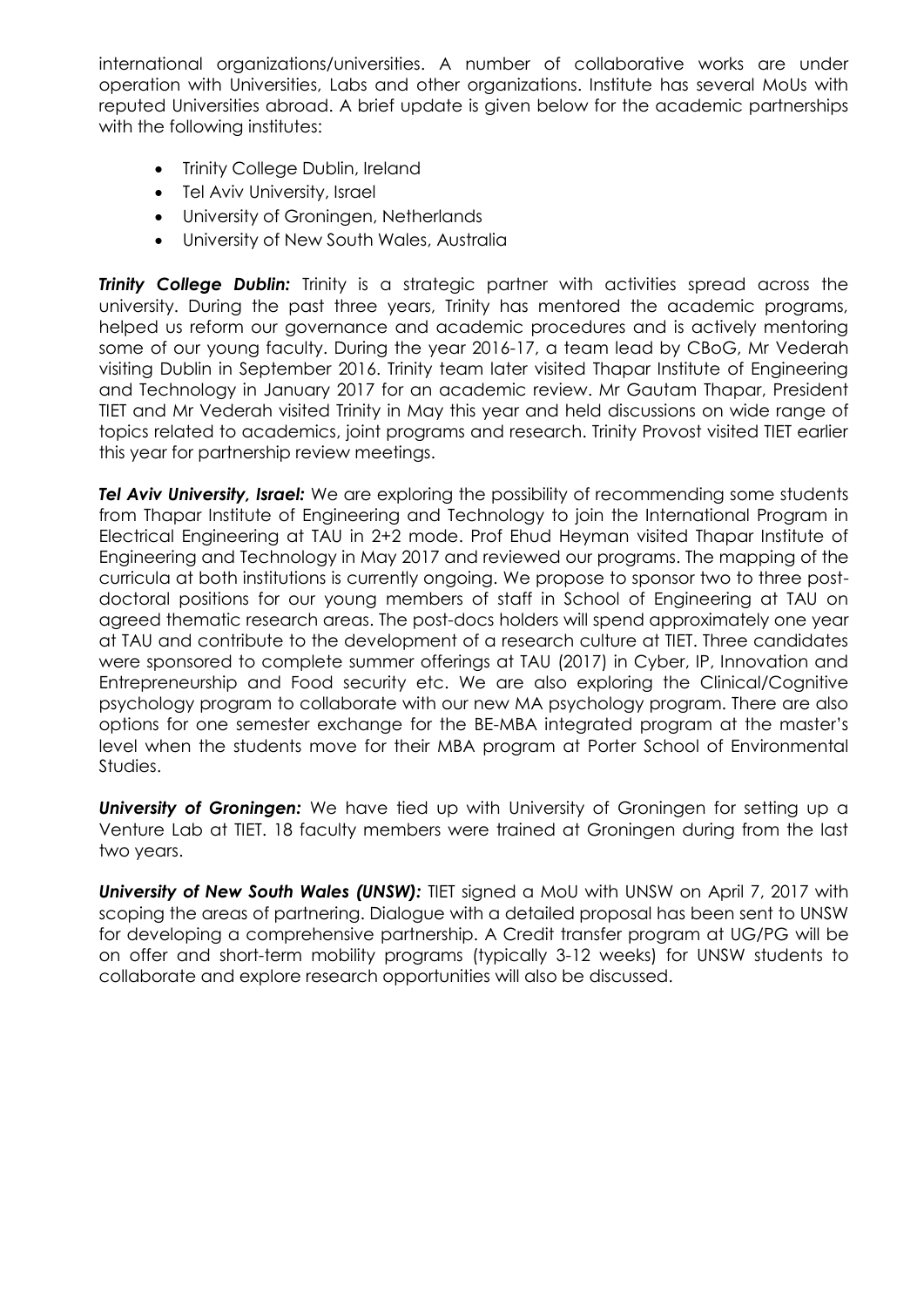international organizations/universities. A number of collaborative works are under operation with Universities, Labs and other organizations. Institute has several MoUs with reputed Universities abroad. A brief update is given below for the academic partnerships with the following institutes:

- Trinity College Dublin, Ireland
- Tel Aviv University, Israel
- University of Groningen, Netherlands
- University of New South Wales, Australia

***Trinity College Dublin:*** Trinity is a strategic partner with activities spread across the university. During the past three years, Trinity has mentored the academic programs, helped us reform our governance and academic procedures and is actively mentoring some of our young faculty. During the year 2016-17, a team lead by CBoG, Mr Vederah visiting Dublin in September 2016. Trinity team later visited Thapar Institute of Engineering and Technology in January 2017 for an academic review. Mr Gautam Thapar, President TIET and Mr Vederah visited Trinity in May this year and held discussions on wide range of topics related to academics, joint programs and research. Trinity Provost visited TIET earlier this year for partnership review meetings.

***Tel Aviv University, Israel:*** We are exploring the possibility of recommending some students from Thapar Institute of Engineering and Technology to join the International Program in Electrical Engineering at TAU in 2+2 mode. Prof Ehud Heyman visited Thapar Institute of Engineering and Technology in May 2017 and reviewed our programs. The mapping of the curricula at both institutions is currently ongoing. We propose to sponsor two to three post-doctoral positions for our young members of staff in School of Engineering at TAU on agreed thematic research areas. The post-docs holders will spend approximately one year at TAU and contribute to the development of a research culture at TIET. Three candidates were sponsored to complete summer offerings at TAU (2017) in Cyber, IP, Innovation and Entrepreneurship and Food security etc. We are also exploring the Clinical/Cognitive psychology program to collaborate with our new MA psychology program. There are also options for one semester exchange for the BE-MBA integrated program at the master's level when the students move for their MBA program at Porter School of Environmental Studies.

***University of Groningen:*** We have tied up with University of Groningen for setting up a Venture Lab at TIET. 18 faculty members were trained at Groningen during from the last two years.

***University of New South Wales (UNSW):*** TIET signed a MoU with UNSW on April 7, 2017 with scoping the areas of partnering. Dialogue with a detailed proposal has been sent to UNSW for developing a comprehensive partnership. A Credit transfer program at UG/PG will be on offer and short-term mobility programs (typically 3-12 weeks) for UNSW students to collaborate and explore research opportunities will also be discussed.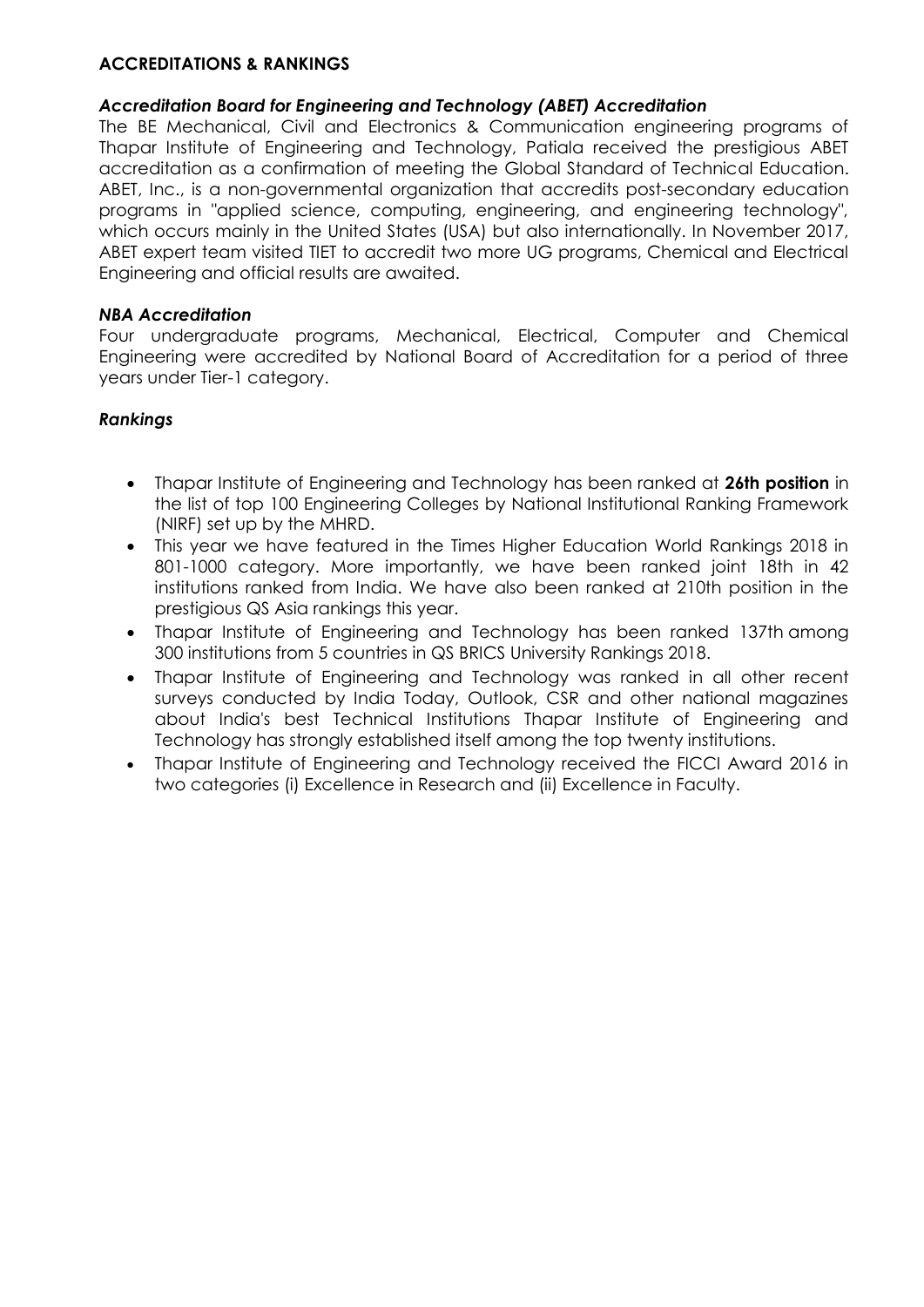## ACCREDITATIONS & RANKINGS

### *Accreditation Board for Engineering and Technology (ABET) Accreditation*

The BE Mechanical, Civil and Electronics & Communication engineering programs of Thapar Institute of Engineering and Technology, Patiala received the prestigious ABET accreditation as a confirmation of meeting the Global Standard of Technical Education. ABET, Inc., is a non-governmental organization that accredits post-secondary education programs in "applied science, computing, engineering, and engineering technology", which occurs mainly in the United States (USA) but also internationally. In November 2017, ABET expert team visited TIET to accredit two more UG programs, Chemical and Electrical Engineering and official results are awaited.

### *NBA Accreditation*

Four undergraduate programs, Mechanical, Electrical, Computer and Chemical Engineering were accredited by National Board of Accreditation for a period of three years under Tier-1 category.

### *Rankings*

- Thapar Institute of Engineering and Technology has been ranked at **26th position** in the list of top 100 Engineering Colleges by National Institutional Ranking Framework (NIRF) set up by the MHRD.
- This year we have featured in the Times Higher Education World Rankings 2018 in 801-1000 category. More importantly, we have been ranked joint 18th in 42 institutions ranked from India. We have also been ranked at 210th position in the prestigious QS Asia rankings this year.
- Thapar Institute of Engineering and Technology has been ranked 137th among 300 institutions from 5 countries in QS BRICS University Rankings 2018.
- Thapar Institute of Engineering and Technology was ranked in all other recent surveys conducted by India Today, Outlook, CSR and other national magazines about India's best Technical Institutions Thapar Institute of Engineering and Technology has strongly established itself among the top twenty institutions.
- Thapar Institute of Engineering and Technology received the FICCI Award 2016 in two categories (i) Excellence in Research and (ii) Excellence in Faculty.